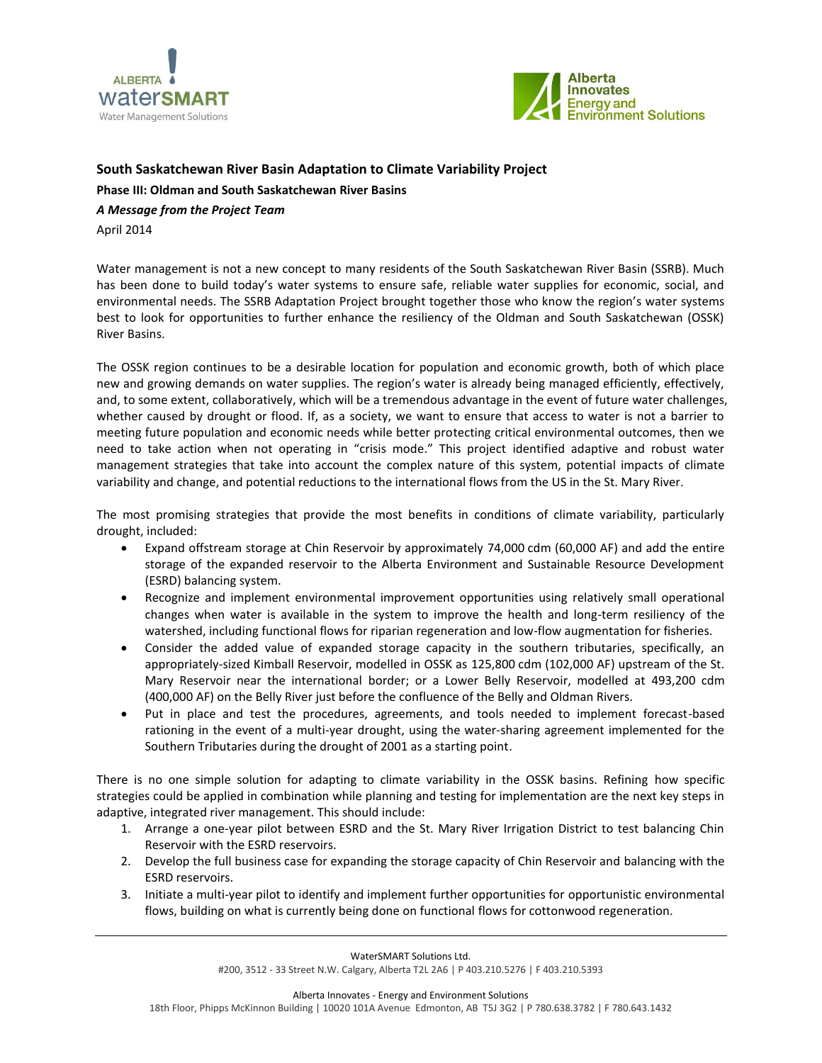# South Saskatchewan River Basin Adaptation to Climate Variability Project

## Phase III: Oldman and South Saskatchewan River Basins

***A Message from the Project Team***

April 2014

Water management is not a new concept to many residents of the South Saskatchewan River Basin (SSRB). Much has been done to build today's water systems to ensure safe, reliable water supplies for economic, social, and environmental needs. The SSRB Adaptation Project brought together those who know the region's water systems best to look for opportunities to further enhance the resiliency of the Oldman and South Saskatchewan (OSSK) River Basins.

The OSSK region continues to be a desirable location for population and economic growth, both of which place new and growing demands on water supplies. The region's water is already being managed efficiently, effectively, and, to some extent, collaboratively, which will be a tremendous advantage in the event of future water challenges, whether caused by drought or flood. If, as a society, we want to ensure that access to water is not a barrier to meeting future population and economic needs while better protecting critical environmental outcomes, then we need to take action when not operating in "crisis mode." This project identified adaptive and robust water management strategies that take into account the complex nature of this system, potential impacts of climate variability and change, and potential reductions to the international flows from the US in the St. Mary River.

The most promising strategies that provide the most benefits in conditions of climate variability, particularly drought, included:

- Expand offstream storage at Chin Reservoir by approximately 74,000 cdm (60,000 AF) and add the entire storage of the expanded reservoir to the Alberta Environment and Sustainable Resource Development (ESRD) balancing system.
- Recognize and implement environmental improvement opportunities using relatively small operational changes when water is available in the system to improve the health and long-term resiliency of the watershed, including functional flows for riparian regeneration and low-flow augmentation for fisheries.
- Consider the added value of expanded storage capacity in the southern tributaries, specifically, an appropriately-sized Kimball Reservoir, modelled in OSSK as 125,800 cdm (102,000 AF) upstream of the St. Mary Reservoir near the international border; or a Lower Belly Reservoir, modelled at 493,200 cdm (400,000 AF) on the Belly River just before the confluence of the Belly and Oldman Rivers.
- Put in place and test the procedures, agreements, and tools needed to implement forecast-based rationing in the event of a multi-year drought, using the water-sharing agreement implemented for the Southern Tributaries during the drought of 2001 as a starting point.

There is no one simple solution for adapting to climate variability in the OSSK basins. Refining how specific strategies could be applied in combination while planning and testing for implementation are the next key steps in adaptive, integrated river management. This should include:

1. Arrange a one-year pilot between ESRD and the St. Mary River Irrigation District to test balancing Chin Reservoir with the ESRD reservoirs.
2. Develop the full business case for expanding the storage capacity of Chin Reservoir and balancing with the ESRD reservoirs.
3. Initiate a multi-year pilot to identify and implement further opportunities for opportunistic environmental flows, building on what is currently being done on functional flows for cottonwood regeneration.

WaterSMART Solutions Ltd.
#200, 3512 - 33 Street N.W. Calgary, Alberta T2L 2A6 | P 403.210.5276 | F 403.210.5393

Alberta Innovates - Energy and Environment Solutions
18th Floor, Phipps McKinnon Building | 10020 101A Avenue Edmonton, AB T5J 3G2 | P 780.638.3782 | F 780.643.1432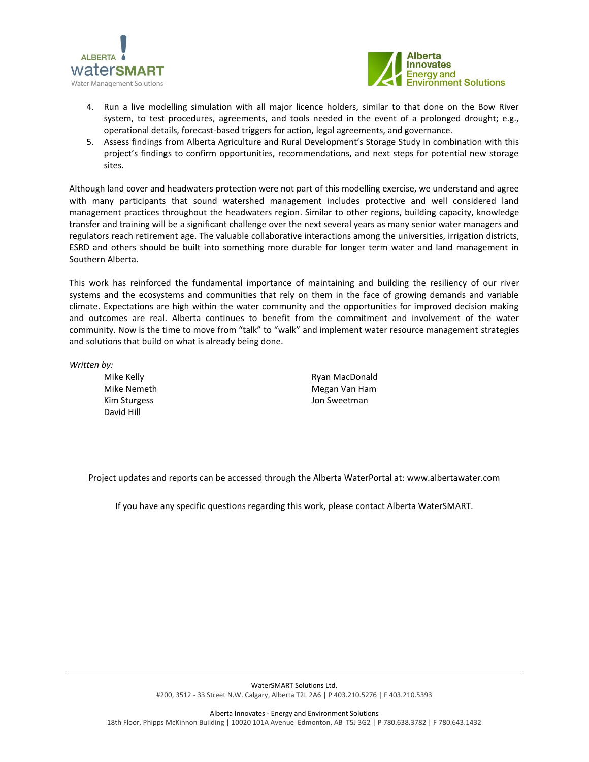4. Run a live modelling simulation with all major licence holders, similar to that done on the Bow River system, to test procedures, agreements, and tools needed in the event of a prolonged drought; e.g., operational details, forecast-based triggers for action, legal agreements, and governance.
5. Assess findings from Alberta Agriculture and Rural Development's Storage Study in combination with this project's findings to confirm opportunities, recommendations, and next steps for potential new storage sites.

Although land cover and headwaters protection were not part of this modelling exercise, we understand and agree with many participants that sound watershed management includes protective and well considered land management practices throughout the headwaters region. Similar to other regions, building capacity, knowledge transfer and training will be a significant challenge over the next several years as many senior water managers and regulators reach retirement age. The valuable collaborative interactions among the universities, irrigation districts, ESRD and others should be built into something more durable for longer term water and land management in Southern Alberta.

This work has reinforced the fundamental importance of maintaining and building the resiliency of our river systems and the ecosystems and communities that rely on them in the face of growing demands and variable climate. Expectations are high within the water community and the opportunities for improved decision making and outcomes are real. Alberta continues to benefit from the commitment and involvement of the water community. Now is the time to move from "talk" to "walk" and implement water resource management strategies and solutions that build on what is already being done.

*Written by:*

Mike Kelly
Mike Nemeth
Kim Sturgess
David Hill
Ryan MacDonald
Megan Van Ham
Jon Sweetman

Project updates and reports can be accessed through the Alberta WaterPortal at: www.albertawater.com

If you have any specific questions regarding this work, please contact Alberta WaterSMART.